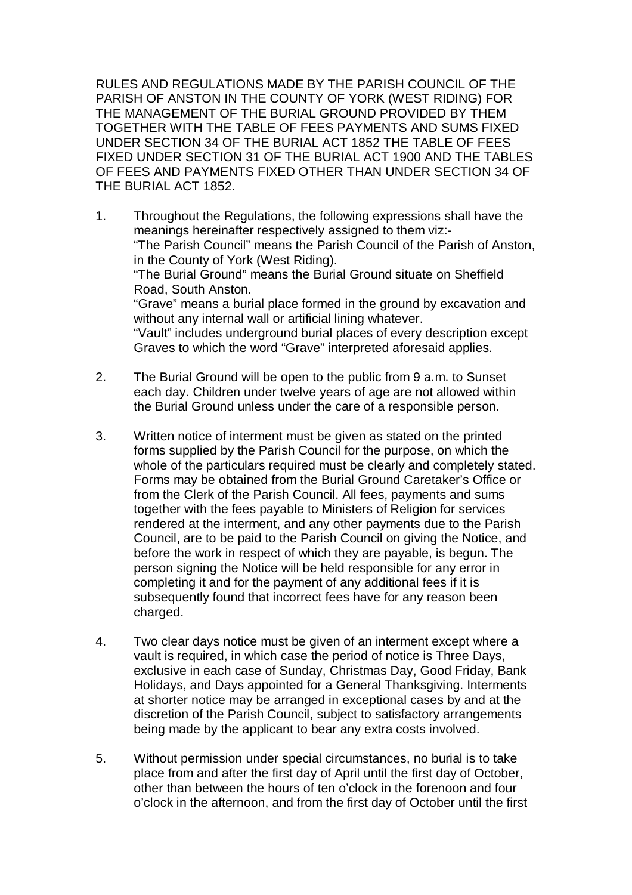RULES AND REGULATIONS MADE BY THE PARISH COUNCIL OF THE PARISH OF ANSTON IN THE COUNTY OF YORK (WEST RIDING) FOR THE MANAGEMENT OF THE BURIAL GROUND PROVIDED BY THEM TOGETHER WITH THE TABLE OF FEES PAYMENTS AND SUMS FIXED UNDER SECTION 34 OF THE BURIAL ACT 1852 THE TABLE OF FEES FIXED UNDER SECTION 31 OF THE BURIAL ACT 1900 AND THE TABLES OF FEES AND PAYMENTS FIXED OTHER THAN UNDER SECTION 34 OF THE BURIAL ACT 1852.

1. Throughout the Regulations, the following expressions shall have the meanings hereinafter respectively assigned to them viz:-
   "The Parish Council" means the Parish Council of the Parish of Anston, in the County of York (West Riding).
   "The Burial Ground" means the Burial Ground situate on Sheffield Road, South Anston.
   "Grave" means a burial place formed in the ground by excavation and without any internal wall or artificial lining whatever.
   "Vault" includes underground burial places of every description except Graves to which the word "Grave" interpreted aforesaid applies.

2. The Burial Ground will be open to the public from 9 a.m. to Sunset each day. Children under twelve years of age are not allowed within the Burial Ground unless under the care of a responsible person.

3. Written notice of interment must be given as stated on the printed forms supplied by the Parish Council for the purpose, on which the whole of the particulars required must be clearly and completely stated. Forms may be obtained from the Burial Ground Caretaker's Office or from the Clerk of the Parish Council. All fees, payments and sums together with the fees payable to Ministers of Religion for services rendered at the interment, and any other payments due to the Parish Council, are to be paid to the Parish Council on giving the Notice, and before the work in respect of which they are payable, is begun. The person signing the Notice will be held responsible for any error in completing it and for the payment of any additional fees if it is subsequently found that incorrect fees have for any reason been charged.

4. Two clear days notice must be given of an interment except where a vault is required, in which case the period of notice is Three Days, exclusive in each case of Sunday, Christmas Day, Good Friday, Bank Holidays, and Days appointed for a General Thanksgiving. Interments at shorter notice may be arranged in exceptional cases by and at the discretion of the Parish Council, subject to satisfactory arrangements being made by the applicant to bear any extra costs involved.

5. Without permission under special circumstances, no burial is to take place from and after the first day of April until the first day of October, other than between the hours of ten o'clock in the forenoon and four o'clock in the afternoon, and from the first day of October until the first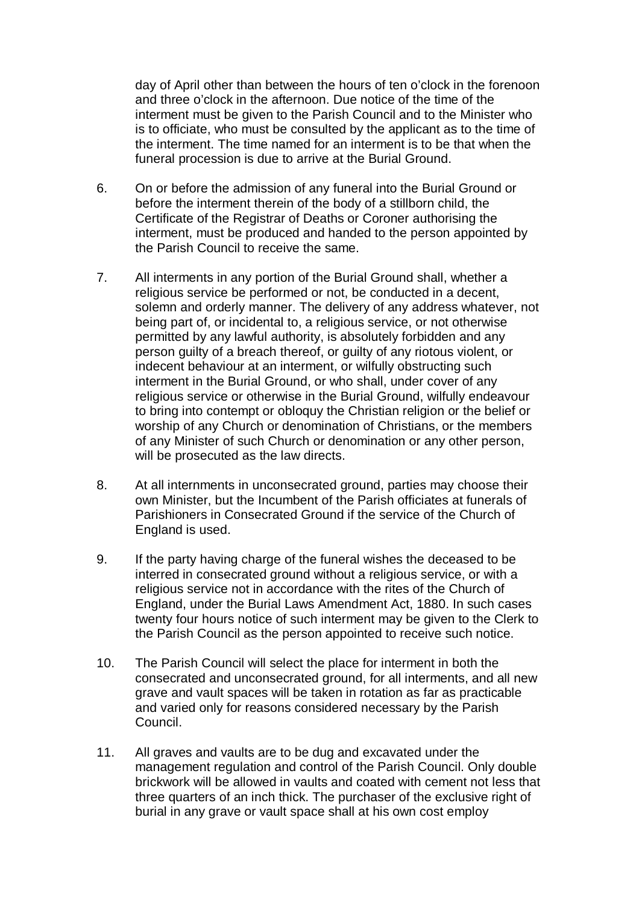day of April other than between the hours of ten o'clock in the forenoon and three o'clock in the afternoon. Due notice of the time of the interment must be given to the Parish Council and to the Minister who is to officiate, who must be consulted by the applicant as to the time of the interment. The time named for an interment is to be that when the funeral procession is due to arrive at the Burial Ground.

6. On or before the admission of any funeral into the Burial Ground or before the interment therein of the body of a stillborn child, the Certificate of the Registrar of Deaths or Coroner authorising the interment, must be produced and handed to the person appointed by the Parish Council to receive the same.

7. All interments in any portion of the Burial Ground shall, whether a religious service be performed or not, be conducted in a decent, solemn and orderly manner. The delivery of any address whatever, not being part of, or incidental to, a religious service, or not otherwise permitted by any lawful authority, is absolutely forbidden and any person guilty of a breach thereof, or guilty of any riotous violent, or indecent behaviour at an interment, or wilfully obstructing such interment in the Burial Ground, or who shall, under cover of any religious service or otherwise in the Burial Ground, wilfully endeavour to bring into contempt or obloquy the Christian religion or the belief or worship of any Church or denomination of Christians, or the members of any Minister of such Church or denomination or any other person, will be prosecuted as the law directs.

8. At all internments in unconsecrated ground, parties may choose their own Minister, but the Incumbent of the Parish officiates at funerals of Parishioners in Consecrated Ground if the service of the Church of England is used.

9. If the party having charge of the funeral wishes the deceased to be interred in consecrated ground without a religious service, or with a religious service not in accordance with the rites of the Church of England, under the Burial Laws Amendment Act, 1880. In such cases twenty four hours notice of such interment may be given to the Clerk to the Parish Council as the person appointed to receive such notice.

10. The Parish Council will select the place for interment in both the consecrated and unconsecrated ground, for all interments, and all new grave and vault spaces will be taken in rotation as far as practicable and varied only for reasons considered necessary by the Parish Council.

11. All graves and vaults are to be dug and excavated under the management regulation and control of the Parish Council. Only double brickwork will be allowed in vaults and coated with cement not less that three quarters of an inch thick. The purchaser of the exclusive right of burial in any grave or vault space shall at his own cost employ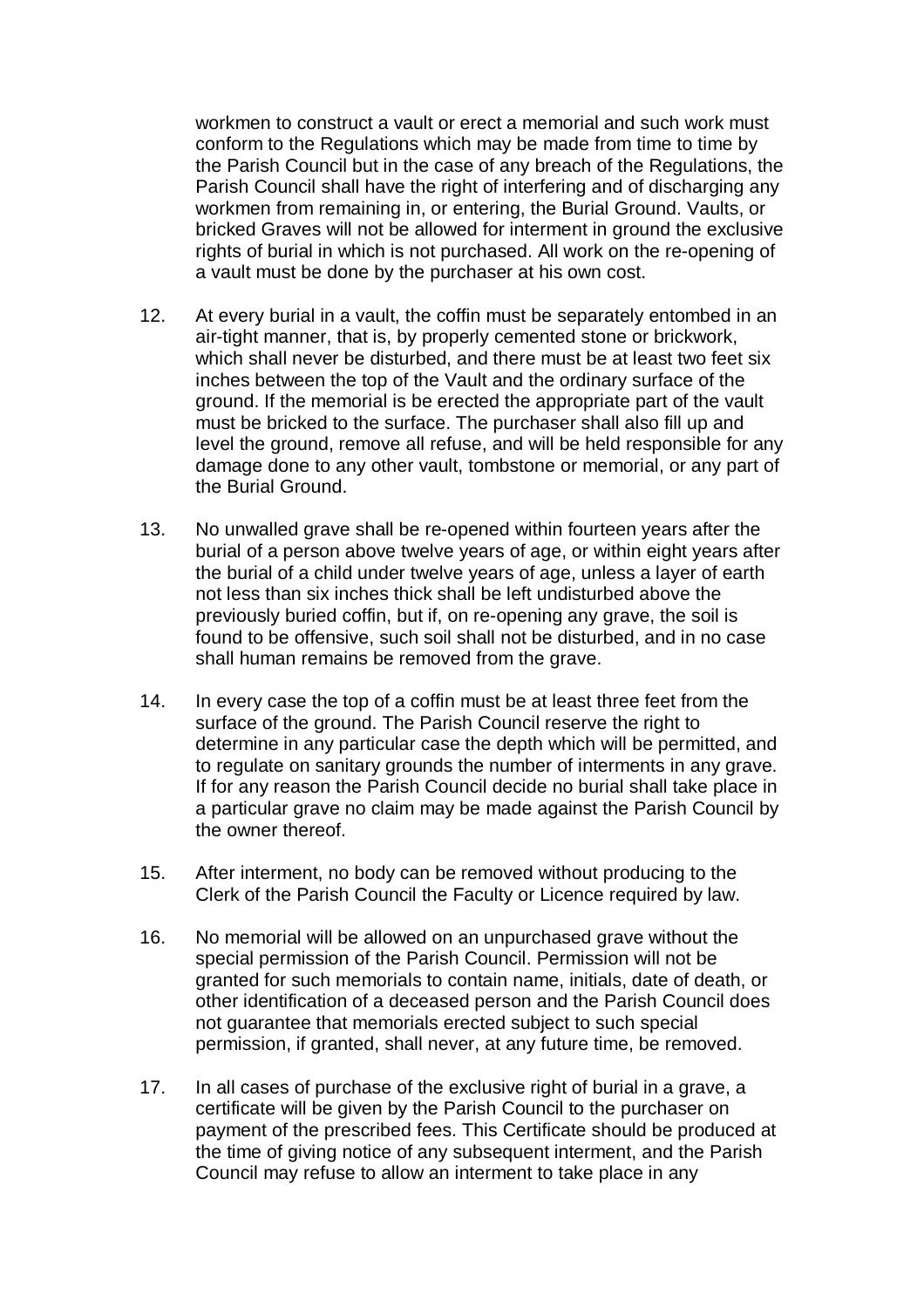workmen to construct a vault or erect a memorial and such work must conform to the Regulations which may be made from time to time by the Parish Council but in the case of any breach of the Regulations, the Parish Council shall have the right of interfering and of discharging any workmen from remaining in, or entering, the Burial Ground. Vaults, or bricked Graves will not be allowed for interment in ground the exclusive rights of burial in which is not purchased. All work on the re-opening of a vault must be done by the purchaser at his own cost.

12. At every burial in a vault, the coffin must be separately entombed in an air-tight manner, that is, by properly cemented stone or brickwork, which shall never be disturbed, and there must be at least two feet six inches between the top of the Vault and the ordinary surface of the ground. If the memorial is be erected the appropriate part of the vault must be bricked to the surface. The purchaser shall also fill up and level the ground, remove all refuse, and will be held responsible for any damage done to any other vault, tombstone or memorial, or any part of the Burial Ground.

13. No unwalled grave shall be re-opened within fourteen years after the burial of a person above twelve years of age, or within eight years after the burial of a child under twelve years of age, unless a layer of earth not less than six inches thick shall be left undisturbed above the previously buried coffin, but if, on re-opening any grave, the soil is found to be offensive, such soil shall not be disturbed, and in no case shall human remains be removed from the grave.

14. In every case the top of a coffin must be at least three feet from the surface of the ground. The Parish Council reserve the right to determine in any particular case the depth which will be permitted, and to regulate on sanitary grounds the number of interments in any grave. If for any reason the Parish Council decide no burial shall take place in a particular grave no claim may be made against the Parish Council by the owner thereof.

15. After interment, no body can be removed without producing to the Clerk of the Parish Council the Faculty or Licence required by law.

16. No memorial will be allowed on an unpurchased grave without the special permission of the Parish Council. Permission will not be granted for such memorials to contain name, initials, date of death, or other identification of a deceased person and the Parish Council does not guarantee that memorials erected subject to such special permission, if granted, shall never, at any future time, be removed.

17. In all cases of purchase of the exclusive right of burial in a grave, a certificate will be given by the Parish Council to the purchaser on payment of the prescribed fees. This Certificate should be produced at the time of giving notice of any subsequent interment, and the Parish Council may refuse to allow an interment to take place in any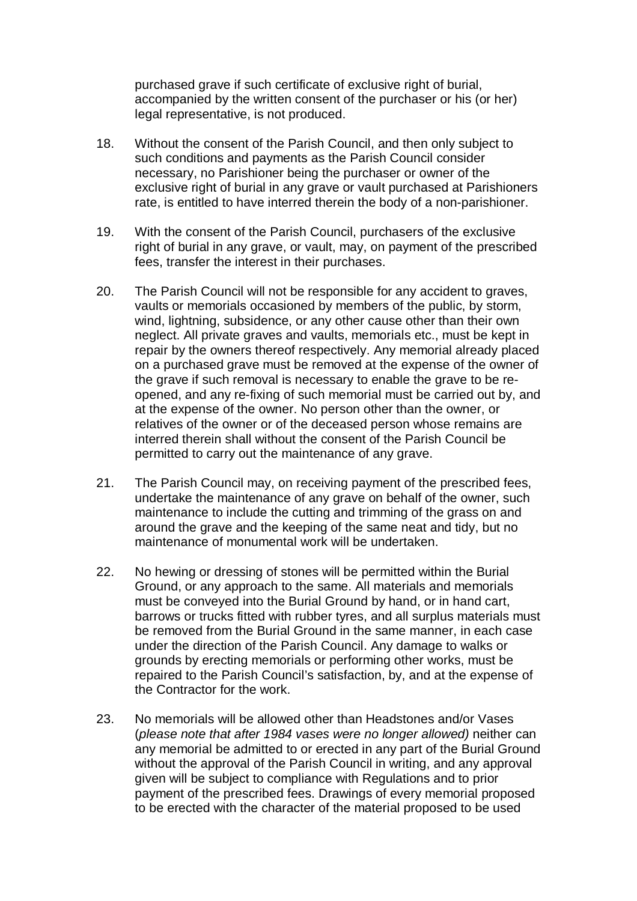purchased grave if such certificate of exclusive right of burial, accompanied by the written consent of the purchaser or his (or her) legal representative, is not produced.

18. Without the consent of the Parish Council, and then only subject to such conditions and payments as the Parish Council consider necessary, no Parishioner being the purchaser or owner of the exclusive right of burial in any grave or vault purchased at Parishioners rate, is entitled to have interred therein the body of a non-parishioner.

19. With the consent of the Parish Council, purchasers of the exclusive right of burial in any grave, or vault, may, on payment of the prescribed fees, transfer the interest in their purchases.

20. The Parish Council will not be responsible for any accident to graves, vaults or memorials occasioned by members of the public, by storm, wind, lightning, subsidence, or any other cause other than their own neglect. All private graves and vaults, memorials etc., must be kept in repair by the owners thereof respectively. Any memorial already placed on a purchased grave must be removed at the expense of the owner of the grave if such removal is necessary to enable the grave to be re-opened, and any re-fixing of such memorial must be carried out by, and at the expense of the owner. No person other than the owner, or relatives of the owner or of the deceased person whose remains are interred therein shall without the consent of the Parish Council be permitted to carry out the maintenance of any grave.

21. The Parish Council may, on receiving payment of the prescribed fees, undertake the maintenance of any grave on behalf of the owner, such maintenance to include the cutting and trimming of the grass on and around the grave and the keeping of the same neat and tidy, but no maintenance of monumental work will be undertaken.

22. No hewing or dressing of stones will be permitted within the Burial Ground, or any approach to the same. All materials and memorials must be conveyed into the Burial Ground by hand, or in hand cart, barrows or trucks fitted with rubber tyres, and all surplus materials must be removed from the Burial Ground in the same manner, in each case under the direction of the Parish Council. Any damage to walks or grounds by erecting memorials or performing other works, must be repaired to the Parish Council's satisfaction, by, and at the expense of the Contractor for the work.

23. No memorials will be allowed other than Headstones and/or Vases (*please note that after 1984 vases were no longer allowed)* neither can any memorial be admitted to or erected in any part of the Burial Ground without the approval of the Parish Council in writing, and any approval given will be subject to compliance with Regulations and to prior payment of the prescribed fees. Drawings of every memorial proposed to be erected with the character of the material proposed to be used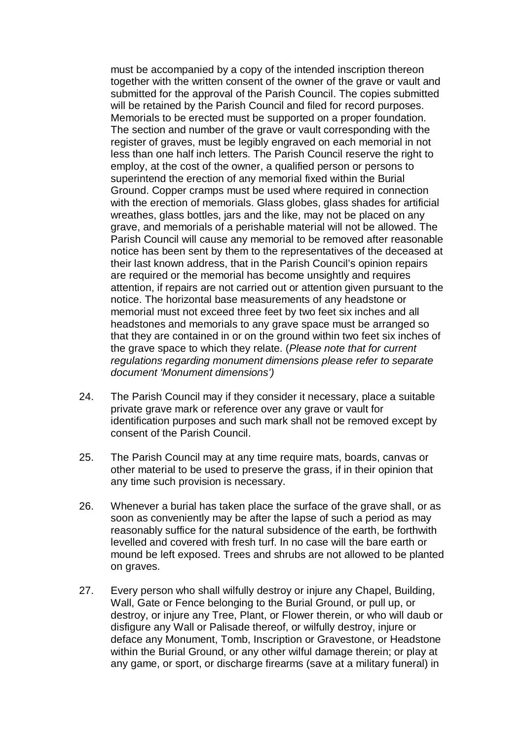must be accompanied by a copy of the intended inscription thereon together with the written consent of the owner of the grave or vault and submitted for the approval of the Parish Council. The copies submitted will be retained by the Parish Council and filed for record purposes. Memorials to be erected must be supported on a proper foundation. The section and number of the grave or vault corresponding with the register of graves, must be legibly engraved on each memorial in not less than one half inch letters. The Parish Council reserve the right to employ, at the cost of the owner, a qualified person or persons to superintend the erection of any memorial fixed within the Burial Ground. Copper cramps must be used where required in connection with the erection of memorials. Glass globes, glass shades for artificial wreathes, glass bottles, jars and the like, may not be placed on any grave, and memorials of a perishable material will not be allowed. The Parish Council will cause any memorial to be removed after reasonable notice has been sent by them to the representatives of the deceased at their last known address, that in the Parish Council's opinion repairs are required or the memorial has become unsightly and requires attention, if repairs are not carried out or attention given pursuant to the notice. The horizontal base measurements of any headstone or memorial must not exceed three feet by two feet six inches and all headstones and memorials to any grave space must be arranged so that they are contained in or on the ground within two feet six inches of the grave space to which they relate. (*Please note that for current regulations regarding monument dimensions please refer to separate document 'Monument dimensions')*

24. The Parish Council may if they consider it necessary, place a suitable private grave mark or reference over any grave or vault for identification purposes and such mark shall not be removed except by consent of the Parish Council.

25. The Parish Council may at any time require mats, boards, canvas or other material to be used to preserve the grass, if in their opinion that any time such provision is necessary.

26. Whenever a burial has taken place the surface of the grave shall, or as soon as conveniently may be after the lapse of such a period as may reasonably suffice for the natural subsidence of the earth, be forthwith levelled and covered with fresh turf. In no case will the bare earth or mound be left exposed. Trees and shrubs are not allowed to be planted on graves.

27. Every person who shall wilfully destroy or injure any Chapel, Building, Wall, Gate or Fence belonging to the Burial Ground, or pull up, or destroy, or injure any Tree, Plant, or Flower therein, or who will daub or disfigure any Wall or Palisade thereof, or wilfully destroy, injure or deface any Monument, Tomb, Inscription or Gravestone, or Headstone within the Burial Ground, or any other wilful damage therein; or play at any game, or sport, or discharge firearms (save at a military funeral) in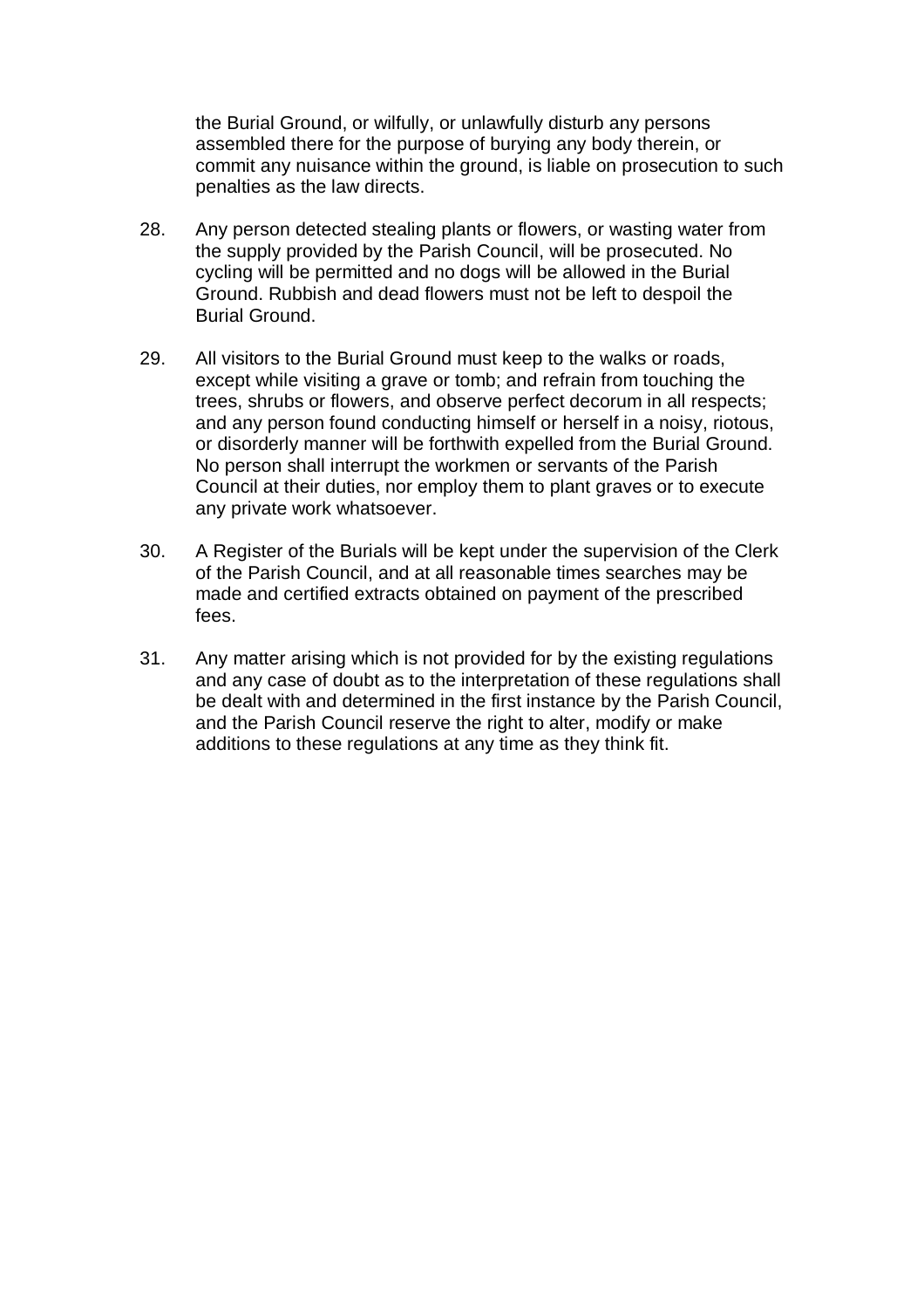the Burial Ground, or wilfully, or unlawfully disturb any persons assembled there for the purpose of burying any body therein, or commit any nuisance within the ground, is liable on prosecution to such penalties as the law directs.

28. Any person detected stealing plants or flowers, or wasting water from the supply provided by the Parish Council, will be prosecuted. No cycling will be permitted and no dogs will be allowed in the Burial Ground. Rubbish and dead flowers must not be left to despoil the Burial Ground.

29. All visitors to the Burial Ground must keep to the walks or roads, except while visiting a grave or tomb; and refrain from touching the trees, shrubs or flowers, and observe perfect decorum in all respects; and any person found conducting himself or herself in a noisy, riotous, or disorderly manner will be forthwith expelled from the Burial Ground. No person shall interrupt the workmen or servants of the Parish Council at their duties, nor employ them to plant graves or to execute any private work whatsoever.

30. A Register of the Burials will be kept under the supervision of the Clerk of the Parish Council, and at all reasonable times searches may be made and certified extracts obtained on payment of the prescribed fees.

31. Any matter arising which is not provided for by the existing regulations and any case of doubt as to the interpretation of these regulations shall be dealt with and determined in the first instance by the Parish Council, and the Parish Council reserve the right to alter, modify or make additions to these regulations at any time as they think fit.